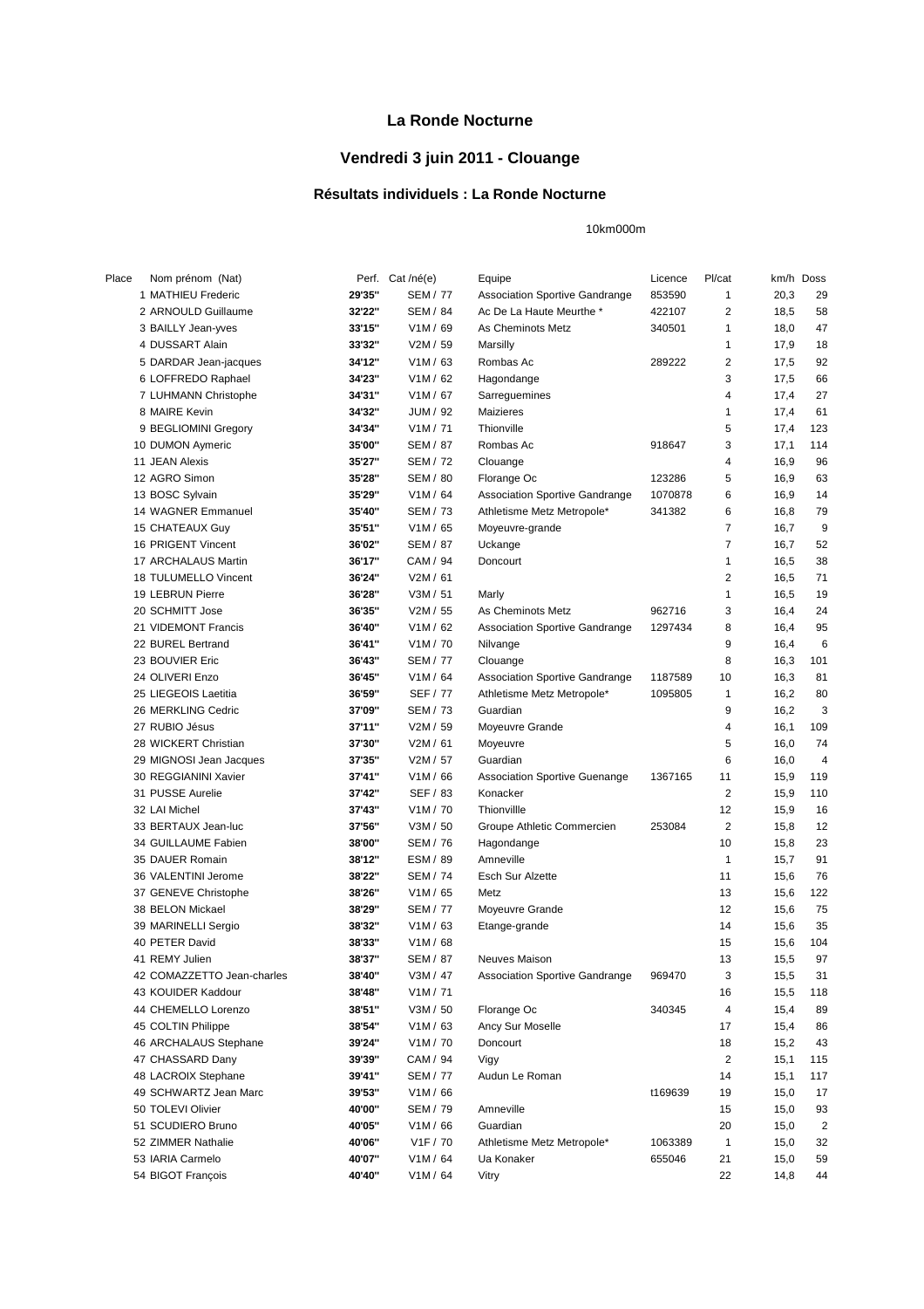# La Ronde Nocturne

## Vendredi 3 juin 2011 - Clouange

### Résultats individuels : La Ronde Nocturne

10km000m

| Place | Nom prénom (Nat) | Perf. | Cat /né(e) | Equipe | Licence | Pl/cat | km/h | Doss |
|---|---|---|---|---|---|---|---|---|
| 1 | MATHIEU Frederic | **29'35''** | SEM / 77 | Association Sportive Gandrange | 853590 | 1 | 20,3 | 29 |
| 2 | ARNOULD Guillaume | **32'22''** | SEM / 84 | Ac De La Haute Meurthe * | 422107 | 2 | 18,5 | 58 |
| 3 | BAILLY Jean-yves | **33'15''** | V1M / 69 | As Cheminots Metz | 340501 | 1 | 18,0 | 47 |
| 4 | DUSSART Alain | **33'32''** | V2M / 59 | Marsilly | | 1 | 17,9 | 18 |
| 5 | DARDAR Jean-jacques | **34'12''** | V1M / 63 | Rombas Ac | 289222 | 2 | 17,5 | 92 |
| 6 | LOFFREDO Raphael | **34'23''** | V1M / 62 | Hagondange | | 3 | 17,5 | 66 |
| 7 | LUHMANN Christophe | **34'31''** | V1M / 67 | Sarreguemines | | 4 | 17,4 | 27 |
| 8 | MAIRE Kevin | **34'32''** | JUM / 92 | Maizieres | | 1 | 17,4 | 61 |
| 9 | BEGLIOMINI Gregory | **34'34''** | V1M / 71 | Thionville | | 5 | 17,4 | 123 |
| 10 | DUMON Aymeric | **35'00''** | SEM / 87 | Rombas Ac | 918647 | 3 | 17,1 | 114 |
| 11 | JEAN Alexis | **35'27''** | SEM / 72 | Clouange | | 4 | 16,9 | 96 |
| 12 | AGRO Simon | **35'28''** | SEM / 80 | Florange Oc | 123286 | 5 | 16,9 | 63 |
| 13 | BOSC Sylvain | **35'29''** | V1M / 64 | Association Sportive Gandrange | 1070878 | 6 | 16,9 | 14 |
| 14 | WAGNER Emmanuel | **35'40''** | SEM / 73 | Athletisme Metz Metropole* | 341382 | 6 | 16,8 | 79 |
| 15 | CHATEAUX Guy | **35'51''** | V1M / 65 | Moyeuvre-grande | | 7 | 16,7 | 9 |
| 16 | PRIGENT Vincent | **36'02''** | SEM / 87 | Uckange | | 7 | 16,7 | 52 |
| 17 | ARCHALAUS Martin | **36'17''** | CAM / 94 | Doncourt | | 1 | 16,5 | 38 |
| 18 | TULUMELLO Vincent | **36'24''** | V2M / 61 | | | 2 | 16,5 | 71 |
| 19 | LEBRUN Pierre | **36'28''** | V3M / 51 | Marly | | 1 | 16,5 | 19 |
| 20 | SCHMITT Jose | **36'35''** | V2M / 55 | As Cheminots Metz | 962716 | 3 | 16,4 | 24 |
| 21 | VIDEMONT Francis | **36'40''** | V1M / 62 | Association Sportive Gandrange | 1297434 | 8 | 16,4 | 95 |
| 22 | BUREL Bertrand | **36'41''** | V1M / 70 | Nilvange | | 9 | 16,4 | 6 |
| 23 | BOUVIER Eric | **36'43''** | SEM / 77 | Clouange | | 8 | 16,3 | 101 |
| 24 | OLIVERI Enzo | **36'45''** | V1M / 64 | Association Sportive Gandrange | 1187589 | 10 | 16,3 | 81 |
| 25 | LIEGEOIS Laetitia | **36'59''** | SEF / 77 | Athletisme Metz Metropole* | 1095805 | 1 | 16,2 | 80 |
| 26 | MERKLING Cedric | **37'09''** | SEM / 73 | Guardian | | 9 | 16,2 | 3 |
| 27 | RUBIO Jésus | **37'11''** | V2M / 59 | Moyeuvre Grande | | 4 | 16,1 | 109 |
| 28 | WICKERT Christian | **37'30''** | V2M / 61 | Moyeuvre | | 5 | 16,0 | 74 |
| 29 | MIGNOSI Jean Jacques | **37'35''** | V2M / 57 | Guardian | | 6 | 16,0 | 4 |
| 30 | REGGIANINI Xavier | **37'41''** | V1M / 66 | Association Sportive Guenange | 1367165 | 11 | 15,9 | 119 |
| 31 | PUSSE Aurelie | **37'42''** | SEF / 83 | Konacker | | 2 | 15,9 | 110 |
| 32 | LAI Michel | **37'43''** | V1M / 70 | Thionvillle | | 12 | 15,9 | 16 |
| 33 | BERTAUX Jean-luc | **37'56''** | V3M / 50 | Groupe Athletic Commercien | 253084 | 2 | 15,8 | 12 |
| 34 | GUILLAUME Fabien | **38'00''** | SEM / 76 | Hagondange | | 10 | 15,8 | 23 |
| 35 | DAUER Romain | **38'12''** | ESM / 89 | Amneville | | 1 | 15,7 | 91 |
| 36 | VALENTINI Jerome | **38'22''** | SEM / 74 | Esch Sur Alzette | | 11 | 15,6 | 76 |
| 37 | GENEVE Christophe | **38'26''** | V1M / 65 | Metz | | 13 | 15,6 | 122 |
| 38 | BELON Mickael | **38'29''** | SEM / 77 | Moyeuvre Grande | | 12 | 15,6 | 75 |
| 39 | MARINELLI Sergio | **38'32''** | V1M / 63 | Etange-grande | | 14 | 15,6 | 35 |
| 40 | PETER David | **38'33''** | V1M / 68 | | | 15 | 15,6 | 104 |
| 41 | REMY Julien | **38'37''** | SEM / 87 | Neuves Maison | | 13 | 15,5 | 97 |
| 42 | COMAZZETTO Jean-charles | **38'40''** | V3M / 47 | Association Sportive Gandrange | 969470 | 3 | 15,5 | 31 |
| 43 | KOUIDER Kaddour | **38'48''** | V1M / 71 | | | 16 | 15,5 | 118 |
| 44 | CHEMELLO Lorenzo | **38'51''** | V3M / 50 | Florange Oc | 340345 | 4 | 15,4 | 89 |
| 45 | COLTIN Philippe | **38'54''** | V1M / 63 | Ancy Sur Moselle | | 17 | 15,4 | 86 |
| 46 | ARCHALAUS Stephane | **39'24''** | V1M / 70 | Doncourt | | 18 | 15,2 | 43 |
| 47 | CHASSARD Dany | **39'39''** | CAM / 94 | Vigy | | 2 | 15,1 | 115 |
| 48 | LACROIX Stephane | **39'41''** | SEM / 77 | Audun Le Roman | | 14 | 15,1 | 117 |
| 49 | SCHWARTZ Jean Marc | **39'53''** | V1M / 66 | | t169639 | 19 | 15,0 | 17 |
| 50 | TOLEVI Olivier | **40'00''** | SEM / 79 | Amneville | | 15 | 15,0 | 93 |
| 51 | SCUDIERO Bruno | **40'05''** | V1M / 66 | Guardian | | 20 | 15,0 | 2 |
| 52 | ZIMMER Nathalie | **40'06''** | V1F / 70 | Athletisme Metz Metropole* | 1063389 | 1 | 15,0 | 32 |
| 53 | IARIA Carmelo | **40'07''** | V1M / 64 | Ua Konaker | 655046 | 21 | 15,0 | 59 |
| 54 | BIGOT François | **40'40''** | V1M / 64 | Vitry | | 22 | 14,8 | 44 |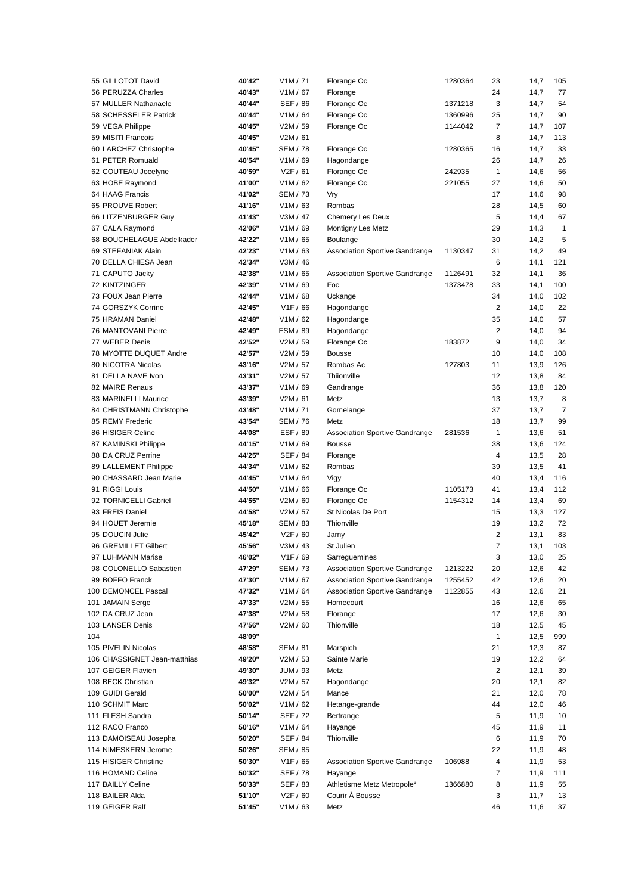| | | | | | | | |
|---|---|---|---|---|---|---|---|
| 55 GILLOTOT David | **40'42"** | V1M / 71 | Florange Oc | 1280364 | 23 | 14,7 | 105 |
| 56 PERUZZA Charles | **40'43"** | V1M / 67 | Florange | | 24 | 14,7 | 77 |
| 57 MULLER Nathanaele | **40'44"** | SEF / 86 | Florange Oc | 1371218 | 3 | 14,7 | 54 |
| 58 SCHESSELER Patrick | **40'44"** | V1M / 64 | Florange Oc | 1360996 | 25 | 14,7 | 90 |
| 59 VEGA Philippe | **40'45"** | V2M / 59 | Florange Oc | 1144042 | 7 | 14,7 | 107 |
| 59 MISITI Francois | **40'45"** | V2M / 61 | | | 8 | 14,7 | 113 |
| 60 LARCHEZ Christophe | **40'45"** | SEM / 78 | Florange Oc | 1280365 | 16 | 14,7 | 33 |
| 61 PETER Romuald | **40'54"** | V1M / 69 | Hagondange | | 26 | 14,7 | 26 |
| 62 COUTEAU Jocelyne | **40'59"** | V2F / 61 | Florange Oc | 242935 | 1 | 14,6 | 56 |
| 63 HOBE Raymond | **41'00"** | V1M / 62 | Florange Oc | 221055 | 27 | 14,6 | 50 |
| 64 HAAG Francis | **41'02"** | SEM / 73 | Vry | | 17 | 14,6 | 98 |
| 65 PROUVE Robert | **41'16"** | V1M / 63 | Rombas | | 28 | 14,5 | 60 |
| 66 LITZENBURGER Guy | **41'43"** | V3M / 47 | Chemery Les Deux | | 5 | 14,4 | 67 |
| 67 CALA Raymond | **42'06"** | V1M / 69 | Montigny Les Metz | | 29 | 14,3 | 1 |
| 68 BOUCHELAGUE Abdelkader | **42'22"** | V1M / 65 | Boulange | | 30 | 14,2 | 5 |
| 69 STEFANIAK Alain | **42'23"** | V1M / 63 | Association Sportive Gandrange | 1130347 | 31 | 14,2 | 49 |
| 70 DELLA CHIESA Jean | **42'34"** | V3M / 46 | | | 6 | 14,1 | 121 |
| 71 CAPUTO Jacky | **42'38"** | V1M / 65 | Association Sportive Gandrange | 1126491 | 32 | 14,1 | 36 |
| 72 KINTZINGER | **42'39"** | V1M / 69 | Foc | 1373478 | 33 | 14,1 | 100 |
| 73 FOUX Jean Pierre | **42'44"** | V1M / 68 | Uckange | | 34 | 14,0 | 102 |
| 74 GORSZYK Corrine | **42'45"** | V1F / 66 | Hagondange | | 2 | 14,0 | 22 |
| 75 HRAMAN Daniel | **42'48"** | V1M / 62 | Hagondange | | 35 | 14,0 | 57 |
| 76 MANTOVANI Pierre | **42'49"** | ESM / 89 | Hagondange | | 2 | 14,0 | 94 |
| 77 WEBER Denis | **42'52"** | V2M / 59 | Florange Oc | 183872 | 9 | 14,0 | 34 |
| 78 MYOTTE DUQUET Andre | **42'57"** | V2M / 59 | Bousse | | 10 | 14,0 | 108 |
| 80 NICOTRA Nicolas | **43'16"** | V2M / 57 | Rombas Ac | 127803 | 11 | 13,9 | 126 |
| 81 DELLA NAVE Ivon | **43'31"** | V2M / 57 | Thiionville | | 12 | 13,8 | 84 |
| 82 MAIRE Renaus | **43'37"** | V1M / 69 | Gandrange | | 36 | 13,8 | 120 |
| 83 MARINELLI Maurice | **43'39"** | V2M / 61 | Metz | | 13 | 13,7 | 8 |
| 84 CHRISTMANN Christophe | **43'48"** | V1M / 71 | Gomelange | | 37 | 13,7 | 7 |
| 85 REMY Frederic | **43'54"** | SEM / 76 | Metz | | 18 | 13,7 | 99 |
| 86 HISIGER Celine | **44'08"** | ESF / 89 | Association Sportive Gandrange | 281536 | 1 | 13,6 | 51 |
| 87 KAMINSKI Philippe | **44'15"** | V1M / 69 | Bousse | | 38 | 13,6 | 124 |
| 88 DA CRUZ Perrine | **44'25"** | SEF / 84 | Florange | | 4 | 13,5 | 28 |
| 89 LALLEMENT Philippe | **44'34"** | V1M / 62 | Rombas | | 39 | 13,5 | 41 |
| 90 CHASSARD Jean Marie | **44'45"** | V1M / 64 | Vigy | | 40 | 13,4 | 116 |
| 91 RIGGI Louis | **44'50"** | V1M / 66 | Florange Oc | 1105173 | 41 | 13,4 | 112 |
| 92 TORNICELLI Gabriel | **44'55"** | V2M / 60 | Florange Oc | 1154312 | 14 | 13,4 | 69 |
| 93 FREIS Daniel | **44'58"** | V2M / 57 | St Nicolas De Port | | 15 | 13,3 | 127 |
| 94 HOUET Jeremie | **45'18"** | SEM / 83 | Thionville | | 19 | 13,2 | 72 |
| 95 DOUCIN Julie | **45'42"** | V2F / 60 | Jarny | | 2 | 13,1 | 83 |
| 96 GREMILLET Gilbert | **45'56"** | V3M / 43 | St Julien | | 7 | 13,1 | 103 |
| 97 LUHMANN Marise | **46'02"** | V1F / 69 | Sarreguemines | | 3 | 13,0 | 25 |
| 98 COLONELLO Sabastien | **47'29"** | SEM / 73 | Association Sportive Gandrange | 1213222 | 20 | 12,6 | 42 |
| 99 BOFFO Franck | **47'30"** | V1M / 67 | Association Sportive Gandrange | 1255452 | 42 | 12,6 | 20 |
| 100 DEMONCEL Pascal | **47'32"** | V1M / 64 | Association Sportive Gandrange | 1122855 | 43 | 12,6 | 21 |
| 101 JAMAIN Serge | **47'33"** | V2M / 55 | Homecourt | | 16 | 12,6 | 65 |
| 102 DA CRUZ Jean | **47'38"** | V2M / 58 | Florange | | 17 | 12,6 | 30 |
| 103 LANSER Denis | **47'56"** | V2M / 60 | Thionville | | 18 | 12,5 | 45 |
| 104 | **48'09"** | | | | 1 | 12,5 | 999 |
| 105 PIVELIN Nicolas | **48'58"** | SEM / 81 | Marspich | | 21 | 12,3 | 87 |
| 106 CHASSIGNET Jean-matthias | **49'20"** | V2M / 53 | Sainte Marie | | 19 | 12,2 | 64 |
| 107 GEIGER Flavien | **49'30"** | JUM / 93 | Metz | | 2 | 12,1 | 39 |
| 108 BECK Christian | **49'32"** | V2M / 57 | Hagondange | | 20 | 12,1 | 82 |
| 109 GUIDI Gerald | **50'00"** | V2M / 54 | Mance | | 21 | 12,0 | 78 |
| 110 SCHMIT Marc | **50'02"** | V1M / 62 | Hetange-grande | | 44 | 12,0 | 46 |
| 111 FLESH Sandra | **50'14"** | SEF / 72 | Bertrange | | 5 | 11,9 | 10 |
| 112 RACO Franco | **50'16"** | V1M / 64 | Hayange | | 45 | 11,9 | 11 |
| 113 DAMOISEAU Josepha | **50'20"** | SEF / 84 | Thionville | | 6 | 11,9 | 70 |
| 114 NIMESKERN Jerome | **50'26"** | SEM / 85 | | | 22 | 11,9 | 48 |
| 115 HISIGER Christine | **50'30"** | V1F / 65 | Association Sportive Gandrange | 106988 | 4 | 11,9 | 53 |
| 116 HOMAND Celine | **50'32"** | SEF / 78 | Hayange | | 7 | 11,9 | 111 |
| 117 BAILLY Celine | **50'33"** | SEF / 83 | Athletisme Metz Metropole* | 1366880 | 8 | 11,9 | 55 |
| 118 BAILER Alda | **51'10"** | V2F / 60 | Courir À Bousse | | 3 | 11,7 | 13 |
| 119 GEIGER Ralf | **51'45"** | V1M / 63 | Metz | | 46 | 11,6 | 37 |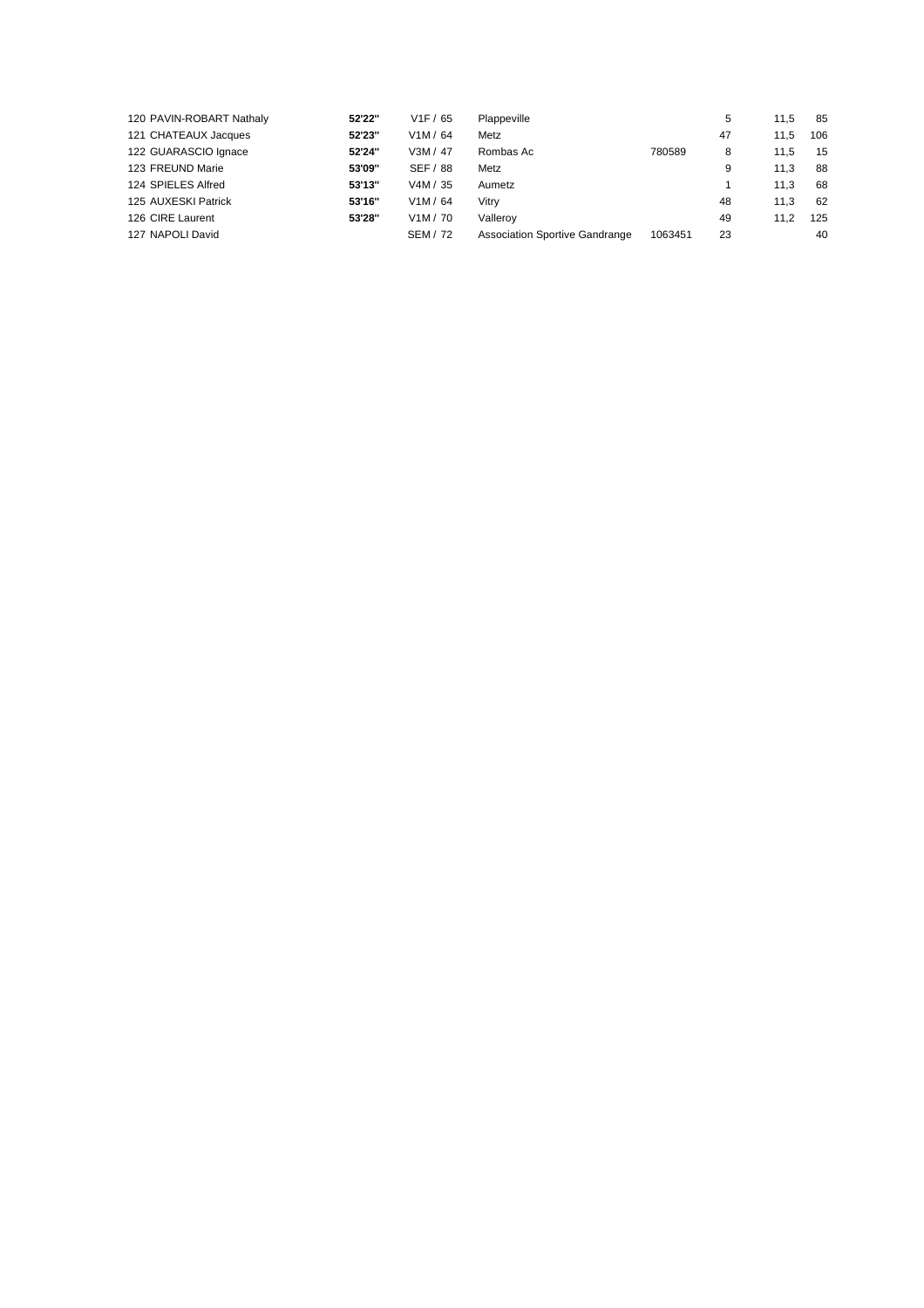| | | | | | | | |
|---|---|---|---|---|---|---|---|
| 120 PAVIN-ROBART Nathaly | **52'22''** | V1F / 65 | Plappeville | | 5 | 11,5 | 85 |
| 121 CHATEAUX Jacques | **52'23''** | V1M / 64 | Metz | | 47 | 11,5 | 106 |
| 122 GUARASCIO Ignace | **52'24''** | V3M / 47 | Rombas Ac | 780589 | 8 | 11,5 | 15 |
| 123 FREUND Marie | **53'09''** | SEF / 88 | Metz | | 9 | 11,3 | 88 |
| 124 SPIELES Alfred | **53'13''** | V4M / 35 | Aumetz | | 1 | 11,3 | 68 |
| 125 AUXESKI Patrick | **53'16''** | V1M / 64 | Vitry | | 48 | 11,3 | 62 |
| 126 CIRE Laurent | **53'28''** | V1M / 70 | Valleroy | | 49 | 11,2 | 125 |
| 127 NAPOLI David | | SEM / 72 | Association Sportive Gandrange | 1063451 | 23 | | 40 |